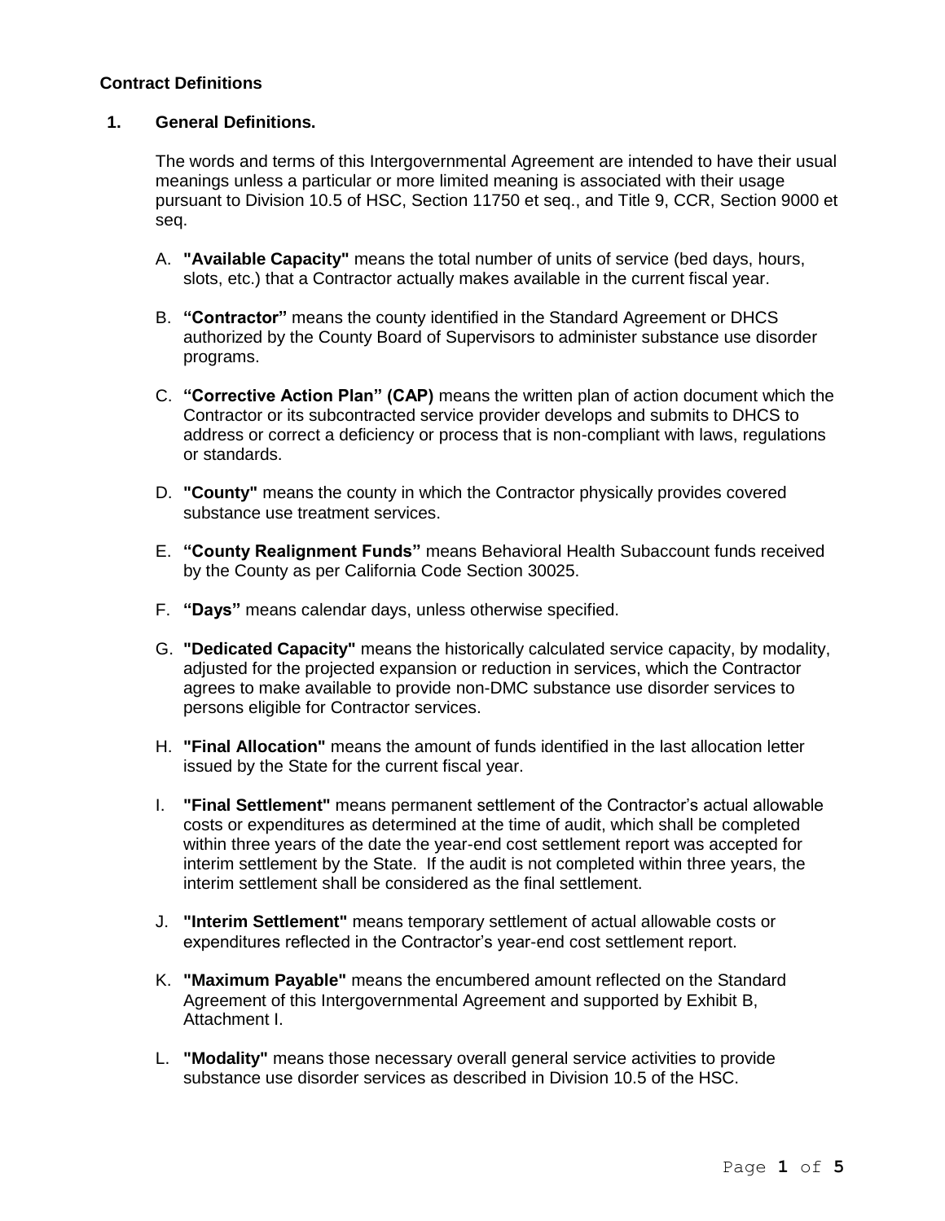**Contract Definitions**

**1. General Definitions.**

The words and terms of this Intergovernmental Agreement are intended to have their usual meanings unless a particular or more limited meaning is associated with their usage pursuant to Division 10.5 of HSC, Section 11750 et seq., and Title 9, CCR, Section 9000 et seq.

A. **"Available Capacity"** means the total number of units of service (bed days, hours, slots, etc.) that a Contractor actually makes available in the current fiscal year.

B. **"Contractor"** means the county identified in the Standard Agreement or DHCS authorized by the County Board of Supervisors to administer substance use disorder programs.

C. **"Corrective Action Plan" (CAP)** means the written plan of action document which the Contractor or its subcontracted service provider develops and submits to DHCS to address or correct a deficiency or process that is non-compliant with laws, regulations or standards.

D. **"County"** means the county in which the Contractor physically provides covered substance use treatment services.

E. **"County Realignment Funds"** means Behavioral Health Subaccount funds received by the County as per California Code Section 30025.

F. **"Days"** means calendar days, unless otherwise specified.

G. **"Dedicated Capacity"** means the historically calculated service capacity, by modality, adjusted for the projected expansion or reduction in services, which the Contractor agrees to make available to provide non-DMC substance use disorder services to persons eligible for Contractor services.

H. **"Final Allocation"** means the amount of funds identified in the last allocation letter issued by the State for the current fiscal year.

I. **"Final Settlement"** means permanent settlement of the Contractor's actual allowable costs or expenditures as determined at the time of audit, which shall be completed within three years of the date the year-end cost settlement report was accepted for interim settlement by the State. If the audit is not completed within three years, the interim settlement shall be considered as the final settlement.

J. **"Interim Settlement"** means temporary settlement of actual allowable costs or expenditures reflected in the Contractor's year-end cost settlement report.

K. **"Maximum Payable"** means the encumbered amount reflected on the Standard Agreement of this Intergovernmental Agreement and supported by Exhibit B, Attachment I.

L. **"Modality"** means those necessary overall general service activities to provide substance use disorder services as described in Division 10.5 of the HSC.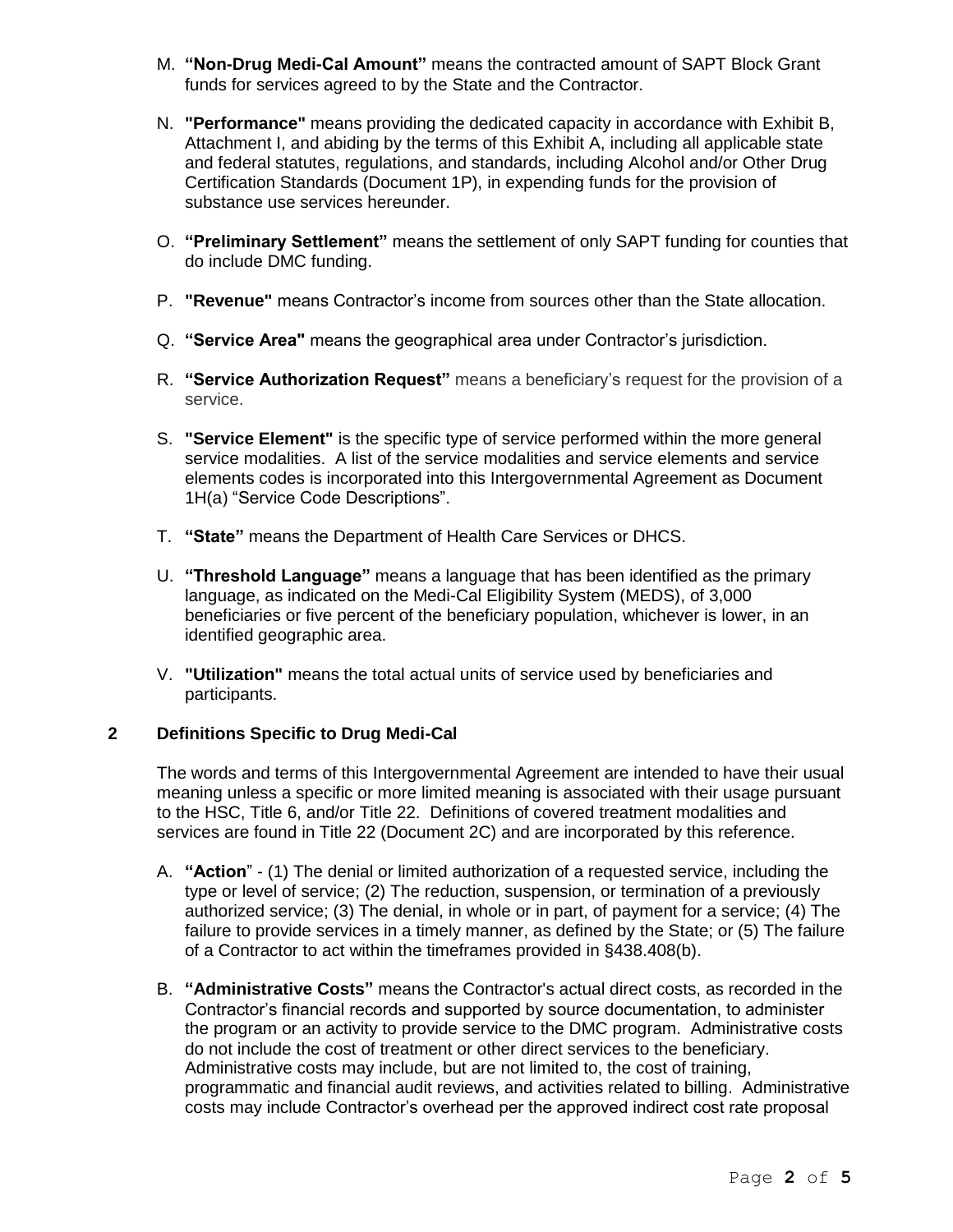M. **"Non-Drug Medi-Cal Amount"** means the contracted amount of SAPT Block Grant funds for services agreed to by the State and the Contractor.

N. **"Performance"** means providing the dedicated capacity in accordance with Exhibit B, Attachment I, and abiding by the terms of this Exhibit A, including all applicable state and federal statutes, regulations, and standards, including Alcohol and/or Other Drug Certification Standards (Document 1P), in expending funds for the provision of substance use services hereunder.

O. **"Preliminary Settlement"** means the settlement of only SAPT funding for counties that do include DMC funding.

P. **"Revenue"** means Contractor's income from sources other than the State allocation.

Q. **"Service Area"** means the geographical area under Contractor's jurisdiction.

R. **"Service Authorization Request"** means a beneficiary's request for the provision of a service.

S. **"Service Element"** is the specific type of service performed within the more general service modalities. A list of the service modalities and service elements and service elements codes is incorporated into this Intergovernmental Agreement as Document 1H(a) "Service Code Descriptions".

T. **"State"** means the Department of Health Care Services or DHCS.

U. **"Threshold Language"** means a language that has been identified as the primary language, as indicated on the Medi-Cal Eligibility System (MEDS), of 3,000 beneficiaries or five percent of the beneficiary population, whichever is lower, in an identified geographic area.

V. **"Utilization"** means the total actual units of service used by beneficiaries and participants.

## 2 Definitions Specific to Drug Medi-Cal

The words and terms of this Intergovernmental Agreement are intended to have their usual meaning unless a specific or more limited meaning is associated with their usage pursuant to the HSC, Title 6, and/or Title 22. Definitions of covered treatment modalities and services are found in Title 22 (Document 2C) and are incorporated by this reference.

A. **"Action"** - (1) The denial or limited authorization of a requested service, including the type or level of service; (2) The reduction, suspension, or termination of a previously authorized service; (3) The denial, in whole or in part, of payment for a service; (4) The failure to provide services in a timely manner, as defined by the State; or (5) The failure of a Contractor to act within the timeframes provided in §438.408(b).

B. **"Administrative Costs"** means the Contractor's actual direct costs, as recorded in the Contractor's financial records and supported by source documentation, to administer the program or an activity to provide service to the DMC program. Administrative costs do not include the cost of treatment or other direct services to the beneficiary. Administrative costs may include, but are not limited to, the cost of training, programmatic and financial audit reviews, and activities related to billing. Administrative costs may include Contractor's overhead per the approved indirect cost rate proposal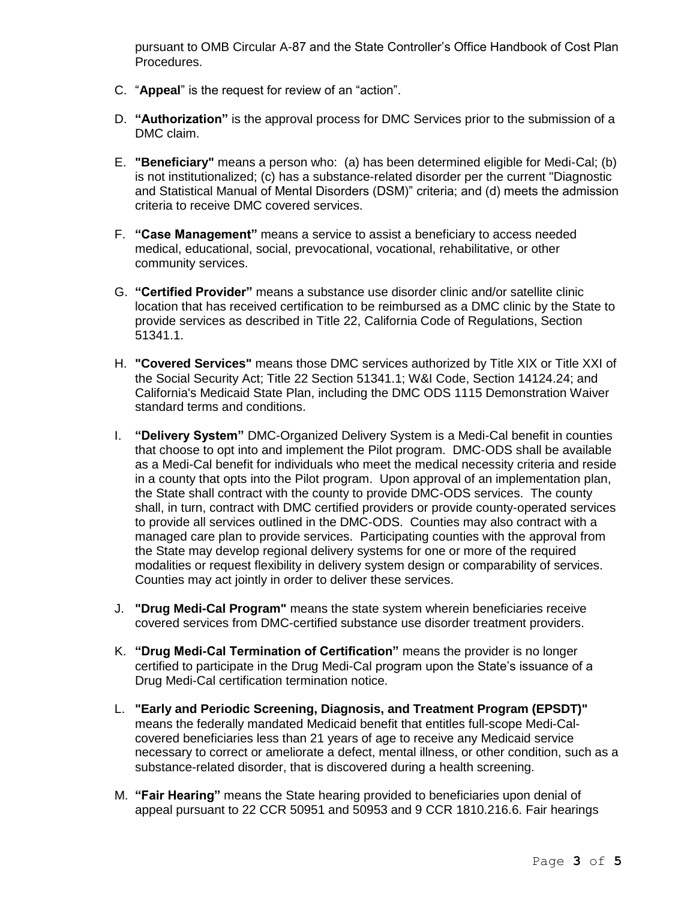pursuant to OMB Circular A-87 and the State Controller's Office Handbook of Cost Plan Procedures.

C. "**Appeal**" is the request for review of an "action".

D. **"Authorization"** is the approval process for DMC Services prior to the submission of a DMC claim.

E. **"Beneficiary"** means a person who: (a) has been determined eligible for Medi-Cal; (b) is not institutionalized; (c) has a substance-related disorder per the current "Diagnostic and Statistical Manual of Mental Disorders (DSM)" criteria; and (d) meets the admission criteria to receive DMC covered services.

F. **"Case Management"** means a service to assist a beneficiary to access needed medical, educational, social, prevocational, vocational, rehabilitative, or other community services.

G. **"Certified Provider"** means a substance use disorder clinic and/or satellite clinic location that has received certification to be reimbursed as a DMC clinic by the State to provide services as described in Title 22, California Code of Regulations, Section 51341.1.

H. **"Covered Services"** means those DMC services authorized by Title XIX or Title XXI of the Social Security Act; Title 22 Section 51341.1; W&I Code, Section 14124.24; and California's Medicaid State Plan, including the DMC ODS 1115 Demonstration Waiver standard terms and conditions.

I. **"Delivery System"** DMC-Organized Delivery System is a Medi-Cal benefit in counties that choose to opt into and implement the Pilot program. DMC-ODS shall be available as a Medi-Cal benefit for individuals who meet the medical necessity criteria and reside in a county that opts into the Pilot program. Upon approval of an implementation plan, the State shall contract with the county to provide DMC-ODS services. The county shall, in turn, contract with DMC certified providers or provide county-operated services to provide all services outlined in the DMC-ODS. Counties may also contract with a managed care plan to provide services. Participating counties with the approval from the State may develop regional delivery systems for one or more of the required modalities or request flexibility in delivery system design or comparability of services. Counties may act jointly in order to deliver these services.

J. **"Drug Medi-Cal Program"** means the state system wherein beneficiaries receive covered services from DMC-certified substance use disorder treatment providers.

K. **"Drug Medi-Cal Termination of Certification"** means the provider is no longer certified to participate in the Drug Medi-Cal program upon the State's issuance of a Drug Medi-Cal certification termination notice.

L. **"Early and Periodic Screening, Diagnosis, and Treatment Program (EPSDT)"** means the federally mandated Medicaid benefit that entitles full-scope Medi-Cal-covered beneficiaries less than 21 years of age to receive any Medicaid service necessary to correct or ameliorate a defect, mental illness, or other condition, such as a substance-related disorder, that is discovered during a health screening.

M. **"Fair Hearing"** means the State hearing provided to beneficiaries upon denial of appeal pursuant to 22 CCR 50951 and 50953 and 9 CCR 1810.216.6. Fair hearings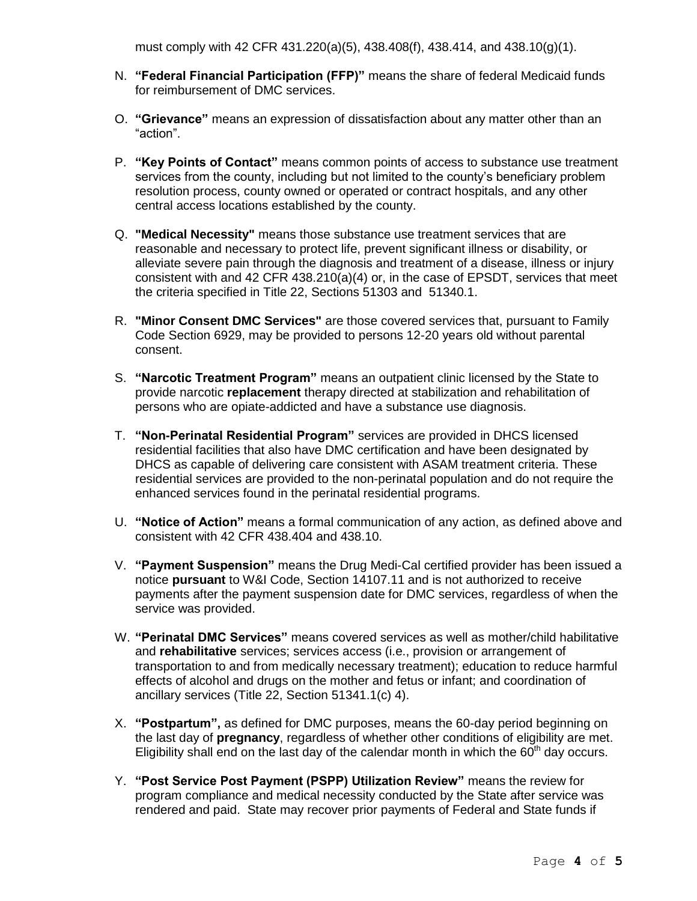must comply with 42 CFR 431.220(a)(5), 438.408(f), 438.414, and 438.10(g)(1).

N. **"Federal Financial Participation (FFP)"** means the share of federal Medicaid funds for reimbursement of DMC services.

O. **"Grievance"** means an expression of dissatisfaction about any matter other than an "action".

P. **"Key Points of Contact"** means common points of access to substance use treatment services from the county, including but not limited to the county's beneficiary problem resolution process, county owned or operated or contract hospitals, and any other central access locations established by the county.

Q. **"Medical Necessity"** means those substance use treatment services that are reasonable and necessary to protect life, prevent significant illness or disability, or alleviate severe pain through the diagnosis and treatment of a disease, illness or injury consistent with and 42 CFR 438.210(a)(4) or, in the case of EPSDT, services that meet the criteria specified in Title 22, Sections 51303 and 51340.1.

R. **"Minor Consent DMC Services"** are those covered services that, pursuant to Family Code Section 6929, may be provided to persons 12-20 years old without parental consent.

S. **"Narcotic Treatment Program"** means an outpatient clinic licensed by the State to provide narcotic **replacement** therapy directed at stabilization and rehabilitation of persons who are opiate-addicted and have a substance use diagnosis.

T. **"Non-Perinatal Residential Program"** services are provided in DHCS licensed residential facilities that also have DMC certification and have been designated by DHCS as capable of delivering care consistent with ASAM treatment criteria. These residential services are provided to the non-perinatal population and do not require the enhanced services found in the perinatal residential programs.

U. **"Notice of Action"** means a formal communication of any action, as defined above and consistent with 42 CFR 438.404 and 438.10.

V. **"Payment Suspension"** means the Drug Medi-Cal certified provider has been issued a notice **pursuant** to W&I Code, Section 14107.11 and is not authorized to receive payments after the payment suspension date for DMC services, regardless of when the service was provided.

W. **"Perinatal DMC Services"** means covered services as well as mother/child habilitative and **rehabilitative** services; services access (i.e., provision or arrangement of transportation to and from medically necessary treatment); education to reduce harmful effects of alcohol and drugs on the mother and fetus or infant; and coordination of ancillary services (Title 22, Section 51341.1(c) 4).

X. **"Postpartum",** as defined for DMC purposes, means the 60-day period beginning on the last day of **pregnancy**, regardless of whether other conditions of eligibility are met. Eligibility shall end on the last day of the calendar month in which the $60^{th}$ day occurs.

Y. **"Post Service Post Payment (PSPP) Utilization Review"** means the review for program compliance and medical necessity conducted by the State after service was rendered and paid. State may recover prior payments of Federal and State funds if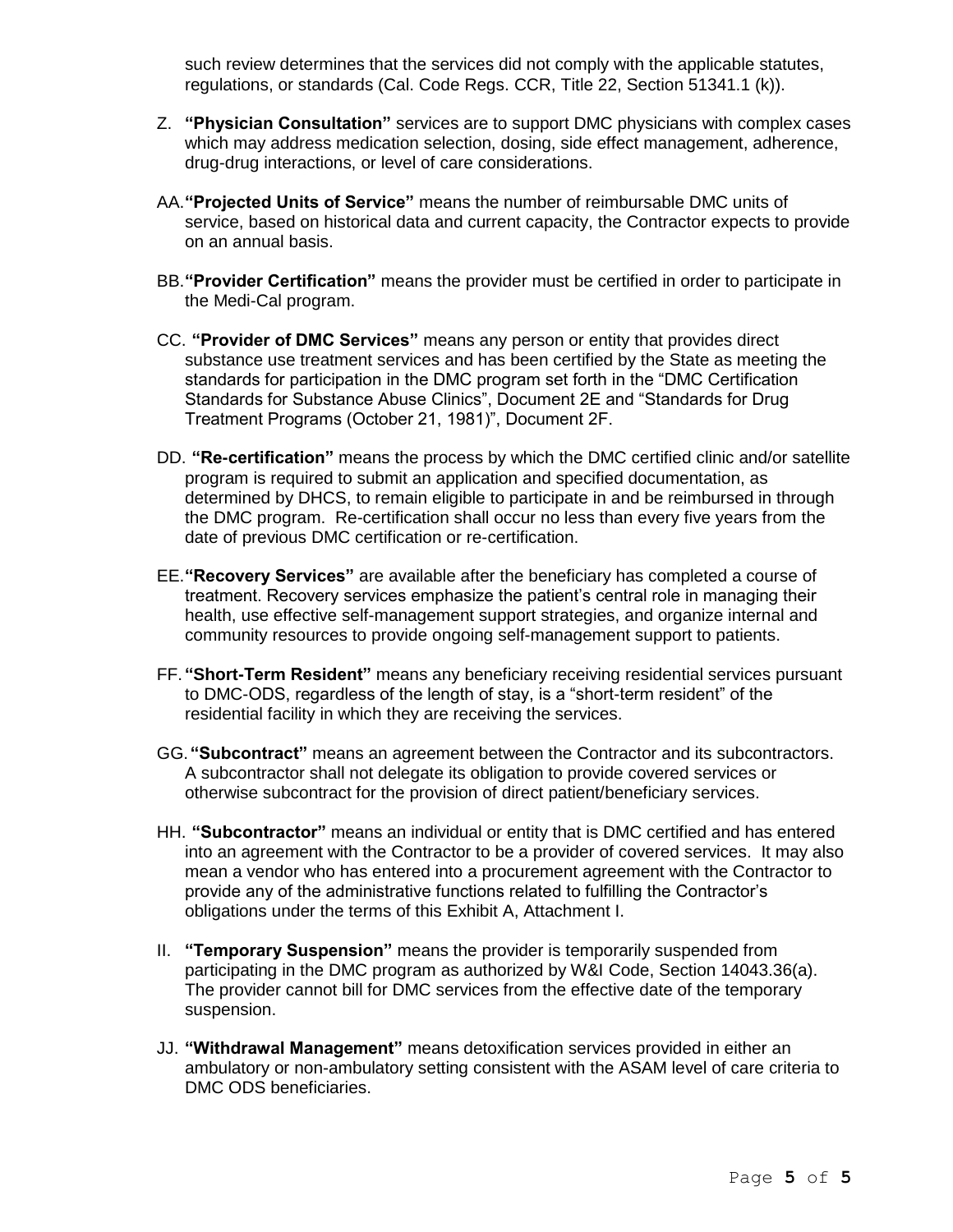such review determines that the services did not comply with the applicable statutes, regulations, or standards (Cal. Code Regs. CCR, Title 22, Section 51341.1 (k)).

Z. **"Physician Consultation"** services are to support DMC physicians with complex cases which may address medication selection, dosing, side effect management, adherence, drug-drug interactions, or level of care considerations.

AA. **"Projected Units of Service"** means the number of reimbursable DMC units of service, based on historical data and current capacity, the Contractor expects to provide on an annual basis.

BB. **"Provider Certification"** means the provider must be certified in order to participate in the Medi-Cal program.

CC. **"Provider of DMC Services"** means any person or entity that provides direct substance use treatment services and has been certified by the State as meeting the standards for participation in the DMC program set forth in the "DMC Certification Standards for Substance Abuse Clinics", Document 2E and "Standards for Drug Treatment Programs (October 21, 1981)", Document 2F.

DD. **"Re-certification"** means the process by which the DMC certified clinic and/or satellite program is required to submit an application and specified documentation, as determined by DHCS, to remain eligible to participate in and be reimbursed in through the DMC program. Re-certification shall occur no less than every five years from the date of previous DMC certification or re-certification.

EE. **"Recovery Services"** are available after the beneficiary has completed a course of treatment. Recovery services emphasize the patient's central role in managing their health, use effective self-management support strategies, and organize internal and community resources to provide ongoing self-management support to patients.

FF. **"Short-Term Resident"** means any beneficiary receiving residential services pursuant to DMC-ODS, regardless of the length of stay, is a "short-term resident" of the residential facility in which they are receiving the services.

GG. **"Subcontract"** means an agreement between the Contractor and its subcontractors. A subcontractor shall not delegate its obligation to provide covered services or otherwise subcontract for the provision of direct patient/beneficiary services.

HH. **"Subcontractor"** means an individual or entity that is DMC certified and has entered into an agreement with the Contractor to be a provider of covered services. It may also mean a vendor who has entered into a procurement agreement with the Contractor to provide any of the administrative functions related to fulfilling the Contractor's obligations under the terms of this Exhibit A, Attachment I.

II. **"Temporary Suspension"** means the provider is temporarily suspended from participating in the DMC program as authorized by W&I Code, Section 14043.36(a). The provider cannot bill for DMC services from the effective date of the temporary suspension.

JJ. **"Withdrawal Management"** means detoxification services provided in either an ambulatory or non-ambulatory setting consistent with the ASAM level of care criteria to DMC ODS beneficiaries.